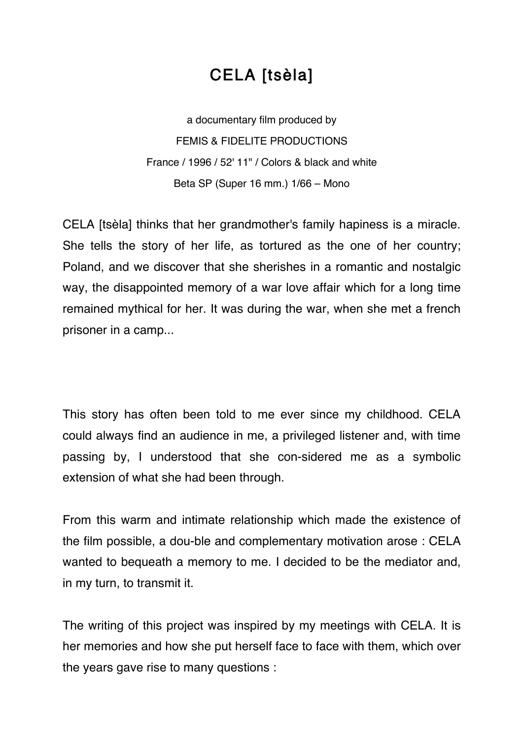# CELA [tsèla]

a documentary film produced by
FEMIS & FIDELITE PRODUCTIONS
France / 1996 / 52' 11" / Colors & black and white
Beta SP (Super 16 mm.) 1/66 – Mono

CELA [tsèla] thinks that her grandmother's family hapiness is a miracle. She tells the story of her life, as tortured as the one of her country; Poland, and we discover that she sherishes in a romantic and nostalgic way, the disappointed memory of a war love affair which for a long time remained mythical for her. It was during the war, when she met a french prisoner in a camp...

This story has often been told to me ever since my childhood. CELA could always find an audience in me, a privileged listener and, with time passing by, I understood that she con-sidered me as a symbolic extension of what she had been through.

From this warm and intimate relationship which made the existence of the film possible, a dou-ble and complementary motivation arose : CELA wanted to bequeath a memory to me. I decided to be the mediator and, in my turn, to transmit it.

The writing of this project was inspired by my meetings with CELA. It is her memories and how she put herself face to face with them, which over the years gave rise to many questions :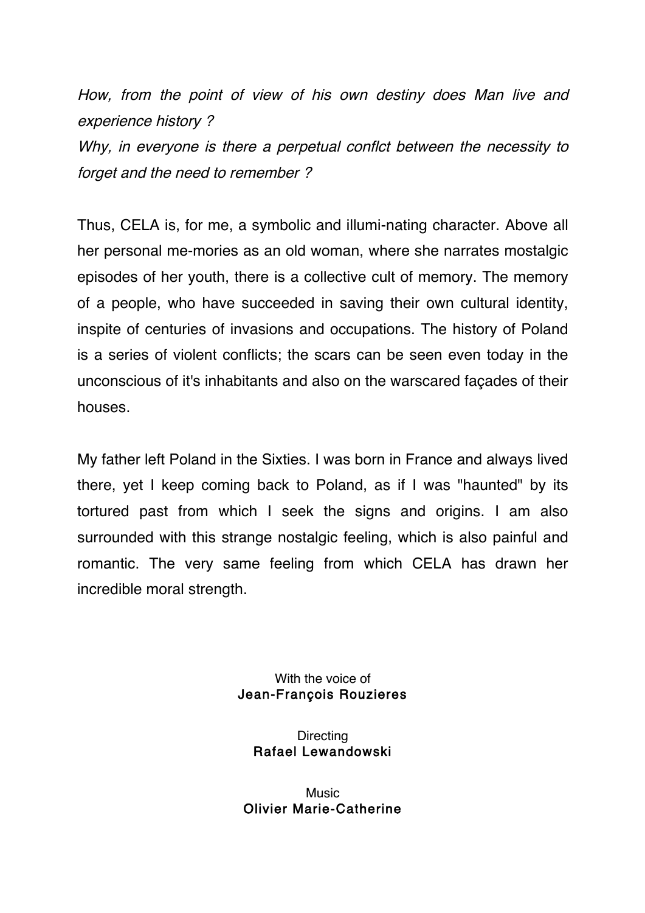*How, from the point of view of his own destiny does Man live and experience history ?*
*Why, in everyone is there a perpetual conflct between the necessity to forget and the need to remember ?*

Thus, CELA is, for me, a symbolic and illumi-nating character. Above all her personal me-mories as an old woman, where she narrates mostalgic episodes of her youth, there is a collective cult of memory. The memory of a people, who have succeeded in saving their own cultural identity, inspite of centuries of invasions and occupations. The history of Poland is a series of violent conflicts; the scars can be seen even today in the unconscious of it's inhabitants and also on the warscared façades of their houses.

My father left Poland in the Sixties. I was born in France and always lived there, yet I keep coming back to Poland, as if I was "haunted" by its tortured past from which I seek the signs and origins. I am also surrounded with this strange nostalgic feeling, which is also painful and romantic. The very same feeling from which CELA has drawn her incredible moral strength.

With the voice of
**Jean-François Rouzieres**

Directing
**Rafael Lewandowski**

Music
**Olivier Marie-Catherine**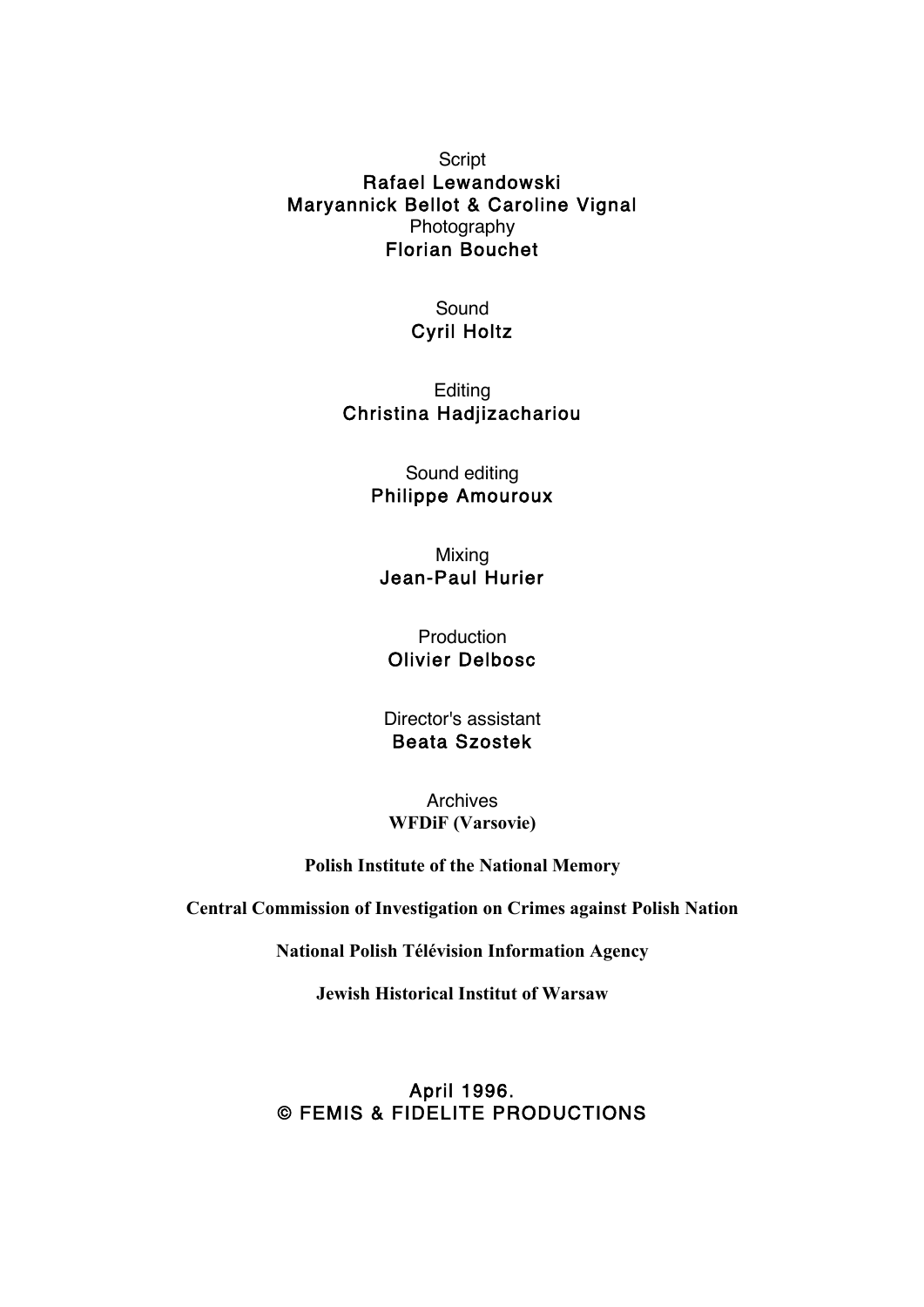Script

Rafael Lewandowski

Maryannick Bellot & Caroline Vignal

Photography

Florian Bouchet

Sound

Cyril Holtz

Editing

Christina Hadjizachariou

Sound editing

Philippe Amouroux

Mixing

Jean-Paul Hurier

Production

Olivier Delbosc

Director's assistant

Beata Szostek

Archives

**WFDiF (Varsovie)**

**Polish Institute of the National Memory**

**Central Commission of Investigation on Crimes against Polish Nation**

**National Polish Télévision Information Agency**

**Jewish Historical Institut of Warsaw**

April 1996.

© FEMIS & FIDELITE PRODUCTIONS